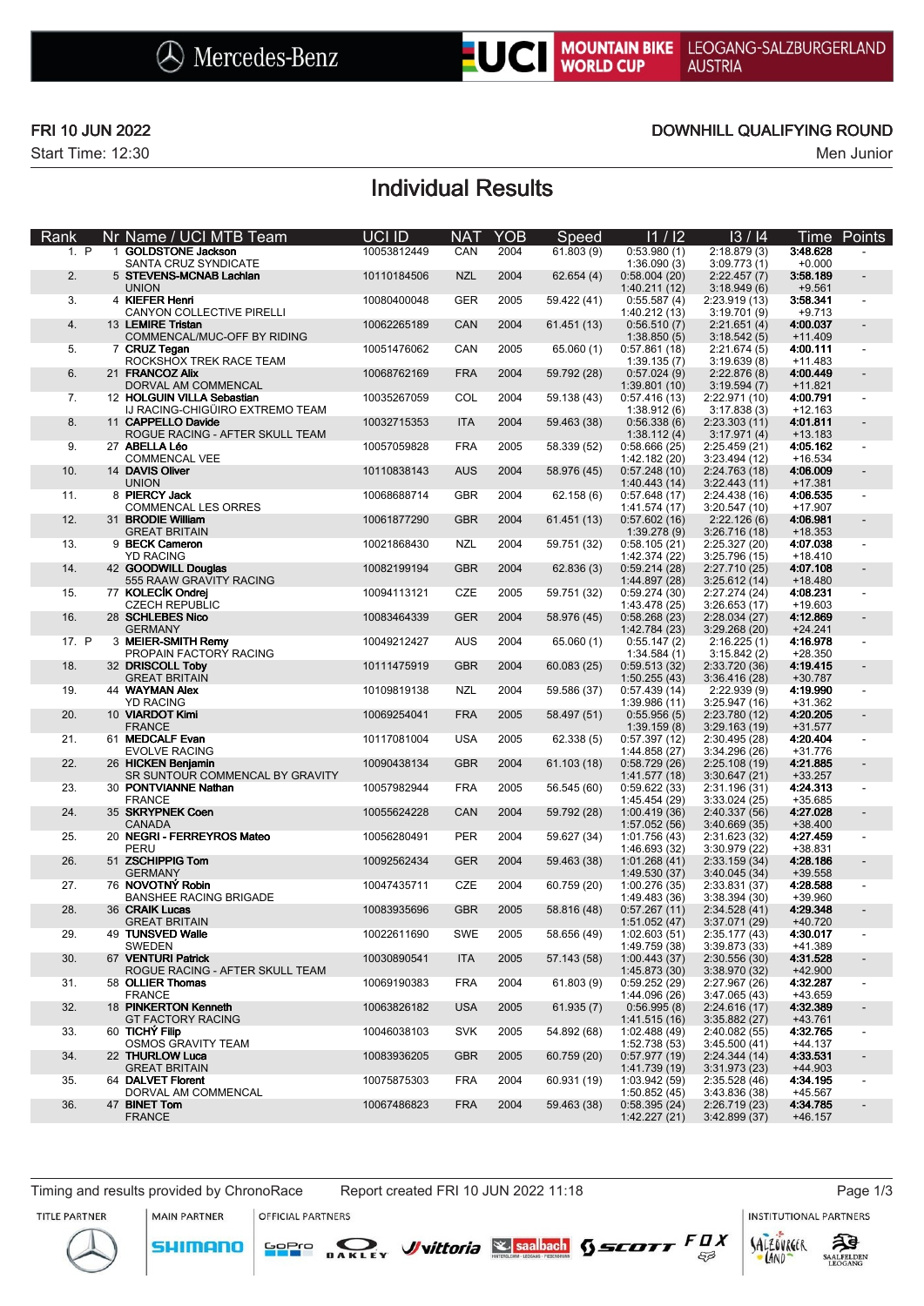Mercedes-Benz | UCI MOUNTAIN BIKE WORLD CUP | LEOGANG-SALZBURGERLAND AUSTRIA

FRI 10 JUN 2022

Start Time: 12:30

DOWNHILL QUALIFYING ROUND

Men Junior

# Individual Results

| Rank | Nr | Name / UCI MTB Team | UCI ID | NAT | YOB | Speed | I1 / I2 | I3 / I4 | Time | Points |
|---|---|---|---|---|---|---|---|---|---|---|
| 1. P | 1 | **GOLDSTONE Jackson**<br>SANTA CRUZ SYNDICATE | 10053812449 | CAN | 2004 | 61.803 (9) | 0:53.980 (1)<br>1:36.090 (3) | 2:18.879 (3)<br>3:09.773 (1) | **3:48.628**<br>+0.000 | - |
| 2. | 5 | **STEVENS-MCNAB Lachlan**<br>UNION | 10110184506 | NZL | 2004 | 62.654 (4) | 0:58.004 (20)<br>1:40.211 (12) | 2:22.457 (7)<br>3:18.949 (6) | **3:58.189**<br>+9.561 | - |
| 3. | 4 | **KIEFER Henri**<br>CANYON COLLECTIVE PIRELLI | 10080400048 | GER | 2005 | 59.422 (41) | 0:55.587 (4)<br>1:40.212 (13) | 2:23.919 (13)<br>3:19.701 (9) | **3:58.341**<br>+9.713 | - |
| 4. | 13 | **LEMIRE Tristan**<br>COMMENCAL/MUC-OFF BY RIDING | 10062265189 | CAN | 2004 | 61.451 (13) | 0:56.510 (7)<br>1:38.850 (5) | 2:21.651 (4)<br>3:18.542 (5) | **4:00.037**<br>+11.409 | - |
| 5. | 7 | **CRUZ Tegan**<br>ROCKSHOX TREK RACE TEAM | 10051476062 | CAN | 2005 | 65.060 (1) | 0:57.861 (18)<br>1:39.135 (7) | 2:21.674 (5)<br>3:19.639 (8) | **4:00.111**<br>+11.483 | - |
| 6. | 21 | **FRANCOZ Alix**<br>DORVAL AM COMMENCAL | 10068762169 | FRA | 2004 | 59.792 (28) | 0:57.024 (9)<br>1:39.801 (10) | 2:22.876 (8)<br>3:19.594 (7) | **4:00.449**<br>+11.821 | - |
| 7. | 12 | **HOLGUIN VILLA Sebastian**<br>IJ RACING-CHIGÜIRO EXTREMO TEAM | 10035267059 | COL | 2004 | 59.138 (43) | 0:57.416 (13)<br>1:38.912 (6) | 2:22.971 (10)<br>3:17.838 (3) | **4:00.791**<br>+12.163 | - |
| 8. | 11 | **CAPPELLO Davide**<br>ROGUE RACING - AFTER SKULL TEAM | 10032715353 | ITA | 2004 | 59.463 (38) | 0:56.338 (6)<br>1:38.112 (4) | 2:23.303 (11)<br>3:17.971 (4) | **4:01.811**<br>+13.183 | - |
| 9. | 27 | **ABELLA Léo**<br>COMMENCAL VEE | 10057059828 | FRA | 2005 | 58.339 (52) | 0:58.666 (25)<br>1:42.182 (20) | 2:25.459 (21)<br>3:23.494 (12) | **4:05.162**<br>+16.534 | - |
| 10. | 14 | **DAVIS Oliver**<br>UNION | 10110838143 | AUS | 2004 | 58.976 (45) | 0:57.248 (10)<br>1:40.443 (14) | 2:24.763 (18)<br>3:22.443 (11) | **4:06.009**<br>+17.381 | - |
| 11. | 8 | **PIERCY Jack**<br>COMMENCAL LES ORRES | 10068688714 | GBR | 2004 | 62.158 (6) | 0:57.648 (17)<br>1:41.574 (17) | 2:24.438 (16)<br>3:20.547 (10) | **4:06.535**<br>+17.907 | - |
| 12. | 31 | **BRODIE William**<br>GREAT BRITAIN | 10061877290 | GBR | 2004 | 61.451 (13) | 0:57.602 (16)<br>1:39.278 (9) | 2:22.126 (6)<br>3:26.716 (18) | **4:06.981**<br>+18.353 | - |
| 13. | 9 | **BECK Cameron**<br>YD RACING | 10021868430 | NZL | 2004 | 59.751 (32) | 0:58.105 (21)<br>1:42.374 (22) | 2:25.327 (20)<br>3:25.796 (15) | **4:07.038**<br>+18.410 | - |
| 14. | 42 | **GOODWILL Douglas**<br>555 RAAW GRAVITY RACING | 10082199194 | GBR | 2004 | 62.836 (3) | 0:59.214 (28)<br>1:44.897 (28) | 2:27.710 (25)<br>3:25.612 (14) | **4:07.108**<br>+18.480 | - |
| 15. | 77 | **KOLECÍK Ondrej**<br>CZECH REPUBLIC | 10094113121 | CZE | 2005 | 59.751 (32) | 0:59.274 (30)<br>1:43.478 (25) | 2:27.274 (24)<br>3:26.653 (17) | **4:08.231**<br>+19.603 | - |
| 16. | 28 | **SCHLEBES Nico**<br>GERMANY | 10083464339 | GER | 2004 | 58.976 (45) | 0:58.268 (23)<br>1:42.784 (23) | 2:28.034 (27)<br>3:29.268 (20) | **4:12.869**<br>+24.241 | - |
| 17. P | 3 | **MEIER-SMITH Remy**<br>PROPAIN FACTORY RACING | 10049212427 | AUS | 2004 | 65.060 (1) | 0:55.147 (2)<br>1:34.584 (1) | 2:16.225 (1)<br>3:15.842 (2) | **4:16.978**<br>+28.350 | - |
| 18. | 32 | **DRISCOLL Toby**<br>GREAT BRITAIN | 10111475919 | GBR | 2004 | 60.083 (25) | 0:59.513 (32)<br>1:50.255 (43) | 2:33.720 (36)<br>3:36.416 (28) | **4:19.415**<br>+30.787 | - |
| 19. | 44 | **WAYMAN Alex**<br>YD RACING | 10109819138 | NZL | 2004 | 59.586 (37) | 0:57.439 (14)<br>1:39.986 (11) | 2:22.939 (9)<br>3:25.947 (16) | **4:19.990**<br>+31.362 | - |
| 20. | 10 | **VIARDOT Kimi**<br>FRANCE | 10069254041 | FRA | 2005 | 58.497 (51) | 0:55.956 (5)<br>1:39.159 (8) | 2:23.780 (12)<br>3:29.163 (19) | **4:20.205**<br>+31.577 | - |
| 21. | 61 | **MEDCALF Evan**<br>EVOLVE RACING | 10117081004 | USA | 2005 | 62.338 (5) | 0:57.397 (12)<br>1:44.858 (27) | 2:30.495 (28)<br>3:34.296 (26) | **4:20.404**<br>+31.776 | - |
| 22. | 26 | **HICKEN Benjamin**<br>SR SUNTOUR COMMENCAL BY GRAVITY | 10090438134 | GBR | 2004 | 61.103 (18) | 0:58.729 (26)<br>1:41.577 (18) | 2:25.108 (19)<br>3:30.647 (21) | **4:21.885**<br>+33.257 | - |
| 23. | 30 | **PONTVIANNE Nathan**<br>FRANCE | 10057982944 | FRA | 2005 | 56.545 (60) | 0:59.622 (33)<br>1:45.454 (29) | 2:31.196 (31)<br>3:33.024 (25) | **4:24.313**<br>+35.685 | - |
| 24. | 35 | **SKRYPNEK Coen**<br>CANADA | 10055624228 | CAN | 2004 | 59.792 (28) | 1:00.419 (36)<br>1:57.052 (56) | 2:40.337 (56)<br>3:40.669 (35) | **4:27.028**<br>+38.400 | - |
| 25. | 20 | **NEGRI - FERREYROS Mateo**<br>PERU | 10056280491 | PER | 2004 | 59.627 (34) | 1:01.756 (43)<br>1:46.693 (32) | 2:31.623 (32)<br>3:30.979 (22) | **4:27.459**<br>+38.831 | - |
| 26. | 51 | **ZSCHIPPIG Tom**<br>GERMANY | 10092562434 | GER | 2004 | 59.463 (38) | 1:01.268 (41)<br>1:49.530 (37) | 2:33.159 (34)<br>3:40.045 (34) | **4:28.186**<br>+39.558 | - |
| 27. | 76 | **NOVOTNÝ Robin**<br>BANSHEE RACING BRIGADE | 10047435711 | CZE | 2004 | 60.759 (20) | 1:00.276 (35)<br>1:49.483 (36) | 2:33.831 (37)<br>3:38.394 (30) | **4:28.588**<br>+39.960 | - |
| 28. | 36 | **CRAIK Lucas**<br>GREAT BRITAIN | 10083935696 | GBR | 2005 | 58.816 (48) | 0:57.267 (11)<br>1:51.052 (47) | 2:34.528 (41)<br>3:37.071 (29) | **4:29.348**<br>+40.720 | - |
| 29. | 49 | **TUNSVED Walle**<br>SWEDEN | 10022611690 | SWE | 2005 | 58.656 (49) | 1:02.603 (51)<br>1:49.759 (38) | 2:35.177 (43)<br>3:39.873 (33) | **4:30.017**<br>+41.389 | - |
| 30. | 67 | **VENTURI Patrick**<br>ROGUE RACING - AFTER SKULL TEAM | 10030890541 | ITA | 2005 | 57.143 (58) | 1:00.443 (37)<br>1:45.873 (30) | 2:30.556 (30)<br>3:38.970 (32) | **4:31.528**<br>+42.900 | - |
| 31. | 58 | **OLLIER Thomas**<br>FRANCE | 10069190383 | FRA | 2004 | 61.803 (9) | 0:59.252 (29)<br>1:44.096 (26) | 2:27.967 (26)<br>3:47.065 (43) | **4:32.287**<br>+43.659 | - |
| 32. | 18 | **PINKERTON Kenneth**<br>GT FACTORY RACING | 10063826182 | USA | 2005 | 61.935 (7) | 0:56.995 (8)<br>1:41.515 (16) | 2:24.616 (17)<br>3:35.882 (27) | **4:32.389**<br>+43.761 | - |
| 33. | 60 | **TICHÝ Filip**<br>OSMOS GRAVITY TEAM | 10046038103 | SVK | 2005 | 54.892 (68) | 1:02.488 (49)<br>1:52.738 (53) | 2:40.082 (55)<br>3:45.500 (41) | **4:32.765**<br>+44.137 | - |
| 34. | 22 | **THURLOW Luca**<br>GREAT BRITAIN | 10083936205 | GBR | 2005 | 60.759 (20) | 0:57.977 (19)<br>1:41.739 (19) | 2:24.344 (14)<br>3:31.973 (23) | **4:33.531**<br>+44.903 | - |
| 35. | 64 | **DALVET Florent**<br>DORVAL AM COMMENCAL | 10075875303 | FRA | 2004 | 60.931 (19) | 1:03.942 (59)<br>1:50.852 (45) | 2:35.528 (46)<br>3:43.836 (38) | **4:34.195**<br>+45.567 | - |
| 36. | 47 | **BINET Tom**<br>FRANCE | 10067486823 | FRA | 2004 | 59.463 (38) | 0:58.395 (24)<br>1:42.227 (21) | 2:26.719 (23)<br>3:42.899 (37) | **4:34.785**<br>+46.157 | - |

Timing and results provided by ChronoRace

Report created FRI 10 JUN 2022 11:18

TITLE PARTNER | MAIN PARTNER | OFFICIAL PARTNERS | INSTITUTIONAL PARTNERS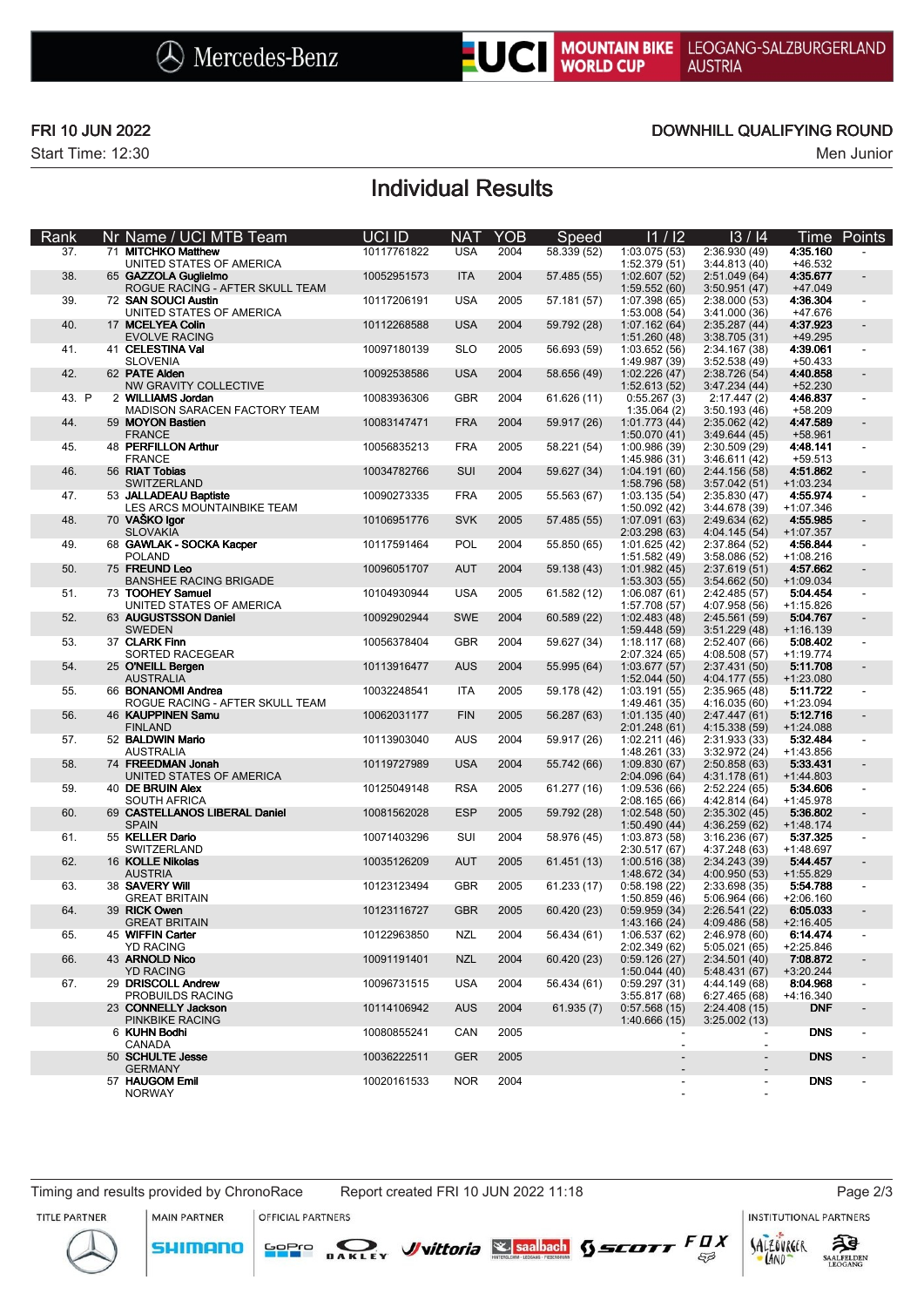FRI 10 JUN 2022

Start Time: 12:30

DOWNHILL QUALIFYING ROUND

Men Junior

# Individual Results

| Rank | Nr | Name / UCI MTB Team | UCI ID | NAT | YOB | Speed | I1 / I2 | I3 / I4 | Time | Points |
|---|---|---|---|---|---|---|---|---|---|---|
| 37. | 71 | **MITCHKO Matthew**<br>UNITED STATES OF AMERICA | 10117761822 | USA | 2004 | 58.339 (52) | 1:03.075 (53)<br>1:52.379 (51) | 2:36.930 (49)<br>3:44.813 (40) | **4:35.160**<br>+46.532 | - |
| 38. | 65 | **GAZZOLA Guglielmo**<br>ROGUE RACING - AFTER SKULL TEAM | 10052951573 | ITA | 2004 | 57.485 (55) | 1:02.607 (52)<br>1:59.552 (60) | 2:51.049 (64)<br>3:50.951 (47) | **4:35.677**<br>+47.049 | - |
| 39. | 72 | **SAN SOUCI Austin**<br>UNITED STATES OF AMERICA | 10117206191 | USA | 2005 | 57.181 (57) | 1:07.398 (65)<br>1:53.008 (54) | 2:38.000 (53)<br>3:41.000 (36) | **4:36.304**<br>+47.676 | - |
| 40. | 17 | **MCELYEA Colin**<br>EVOLVE RACING | 10112268588 | USA | 2004 | 59.792 (28) | 1:07.162 (64)<br>1:51.260 (48) | 2:35.287 (44)<br>3:38.705 (31) | **4:37.923**<br>+49.295 | - |
| 41. | 41 | **CELESTINA Val**<br>SLOVENIA | 10097180139 | SLO | 2005 | 56.693 (59) | 1:03.652 (56)<br>1:49.987 (39) | 2:34.167 (38)<br>3:52.538 (49) | **4:39.061**<br>+50.433 | - |
| 42. | 62 | **PATE Alden**<br>NW GRAVITY COLLECTIVE | 10092538586 | USA | 2004 | 58.656 (49) | 1:02.226 (47)<br>1:52.613 (52) | 2:38.726 (54)<br>3:47.234 (44) | **4:40.858**<br>+52.230 | - |
| 43. P | 2 | **WILLIAMS Jordan**<br>MADISON SARACEN FACTORY TEAM | 10083936306 | GBR | 2004 | 61.626 (11) | 0:55.267 (3)<br>1:35.064 (2) | 2:17.447 (2)<br>3:50.193 (46) | **4:46.837**<br>+58.209 | - |
| 44. | 59 | **MOYON Bastien**<br>FRANCE | 10083147471 | FRA | 2004 | 59.917 (26) | 1:01.773 (44)<br>1:50.070 (41) | 2:35.062 (42)<br>3:49.644 (45) | **4:47.589**<br>+58.961 | - |
| 45. | 48 | **PERFILLON Arthur**<br>FRANCE | 10056835213 | FRA | 2005 | 58.221 (54) | 1:00.986 (39)<br>1:45.986 (31) | 2:30.509 (29)<br>3:46.611 (42) | **4:48.141**<br>+59.513 | - |
| 46. | 56 | **RIAT Tobias**<br>SWITZERLAND | 10034782766 | SUI | 2004 | 59.627 (34) | 1:04.191 (60)<br>1:58.796 (58) | 2:44.156 (58)<br>3:57.042 (51) | **4:51.862**<br>+1:03.234 | - |
| 47. | 53 | **JALLADEAU Baptiste**<br>LES ARCS MOUNTAINBIKE TEAM | 10090273335 | FRA | 2005 | 55.563 (67) | 1:03.135 (54)<br>1:50.092 (42) | 2:35.830 (47)<br>3:44.678 (39) | **4:55.974**<br>+1:07.346 | - |
| 48. | 70 | **VAŠKO Igor**<br>SLOVAKIA | 10106951776 | SVK | 2005 | 57.485 (55) | 1:07.091 (63)<br>2:03.298 (63) | 2:49.634 (62)<br>4:04.145 (54) | **4:55.985**<br>+1:07.357 | - |
| 49. | 68 | **GAWLAK - SOCKA Kacper**<br>POLAND | 10117591464 | POL | 2004 | 55.850 (65) | 1:01.625 (42)<br>1:51.582 (49) | 2:37.864 (52)<br>3:58.086 (52) | **4:56.844**<br>+1:08.216 | - |
| 50. | 75 | **FREUND Leo**<br>BANSHEE RACING BRIGADE | 10096051707 | AUT | 2004 | 59.138 (43) | 1:01.982 (45)<br>1:53.303 (55) | 2:37.619 (51)<br>3:54.662 (50) | **4:57.662**<br>+1:09.034 | - |
| 51. | 73 | **TOOHEY Samuel**<br>UNITED STATES OF AMERICA | 10104930944 | USA | 2005 | 61.582 (12) | 1:06.087 (61)<br>1:57.708 (57) | 2:42.485 (57)<br>4:07.958 (56) | **5:04.454**<br>+1:15.826 | - |
| 52. | 63 | **AUGUSTSSON Daniel**<br>SWEDEN | 10092902944 | SWE | 2004 | 60.589 (22) | 1:02.483 (48)<br>1:59.448 (59) | 2:45.561 (59)<br>3:51.229 (48) | **5:04.767**<br>+1:16.139 | - |
| 53. | 37 | **CLARK Finn**<br>SORTED RACEGEAR | 10056378404 | GBR | 2004 | 59.627 (34) | 1:18.117 (68)<br>2:07.324 (65) | 2:52.407 (66)<br>4:08.508 (57) | **5:08.402**<br>+1:19.774 | - |
| 54. | 25 | **O'NEILL Bergen**<br>AUSTRALIA | 10113916477 | AUS | 2004 | 55.995 (64) | 1:03.677 (57)<br>1:52.044 (50) | 2:37.431 (50)<br>4:04.177 (55) | **5:11.708**<br>+1:23.080 | - |
| 55. | 66 | **BONANOMI Andrea**<br>ROGUE RACING - AFTER SKULL TEAM | 10032248541 | ITA | 2005 | 59.178 (42) | 1:03.191 (55)<br>1:49.461 (35) | 2:35.965 (48)<br>4:16.035 (60) | **5:11.722**<br>+1:23.094 | - |
| 56. | 46 | **KAUPPINEN Samu**<br>FINLAND | 10062031177 | FIN | 2005 | 56.287 (63) | 1:01.135 (40)<br>2:01.248 (61) | 2:47.447 (61)<br>4:15.338 (59) | **5:12.716**<br>+1:24.088 | - |
| 57. | 52 | **BALDWIN Mario**<br>AUSTRALIA | 10113903040 | AUS | 2004 | 59.917 (26) | 1:02.211 (46)<br>1:48.261 (33) | 2:31.933 (33)<br>3:32.972 (24) | **5:32.484**<br>+1:43.856 | - |
| 58. | 74 | **FREEDMAN Jonah**<br>UNITED STATES OF AMERICA | 10119727989 | USA | 2004 | 55.742 (66) | 1:09.830 (67)<br>2:04.096 (64) | 2:50.858 (63)<br>4:31.178 (61) | **5:33.431**<br>+1:44.803 | - |
| 59. | 40 | **DE BRUIN Alex**<br>SOUTH AFRICA | 10125049148 | RSA | 2005 | 61.277 (16) | 1:09.536 (66)<br>2:08.165 (66) | 2:52.224 (65)<br>4:42.814 (64) | **5:34.606**<br>+1:45.978 | - |
| 60. | 69 | **CASTELLANOS LIBERAL Daniel**<br>SPAIN | 10081562028 | ESP | 2005 | 59.792 (28) | 1:02.548 (50)<br>1:50.490 (44) | 2:35.302 (45)<br>4:36.259 (62) | **5:36.802**<br>+1:48.174 | - |
| 61. | 55 | **KELLER Dario**<br>SWITZERLAND | 10071403296 | SUI | 2004 | 58.976 (45) | 1:03.873 (58)<br>2:30.517 (67) | 3:16.236 (67)<br>4:37.248 (63) | **5:37.325**<br>+1:48.697 | - |
| 62. | 16 | **KOLLE Nikolas**<br>AUSTRIA | 10035126209 | AUT | 2005 | 61.451 (13) | 1:00.516 (38)<br>1:48.672 (34) | 2:34.243 (39)<br>4:00.950 (53) | **5:44.457**<br>+1:55.829 | - |
| 63. | 38 | **SAVERY Will**<br>GREAT BRITAIN | 10123123494 | GBR | 2005 | 61.233 (17) | 0:58.198 (22)<br>1:50.859 (46) | 2:33.698 (35)<br>5:06.964 (66) | **5:54.788**<br>+2:06.160 | - |
| 64. | 39 | **RICK Owen**<br>GREAT BRITAIN | 10123116727 | GBR | 2005 | 60.420 (23) | 0:59.959 (34)<br>1:43.166 (24) | 2:26.541 (22)<br>4:09.486 (58) | **6:05.033**<br>+2:16.405 | - |
| 65. | 45 | **WIFFIN Carter**<br>YD RACING | 10122963850 | NZL | 2004 | 56.434 (61) | 1:06.537 (62)<br>2:02.349 (62) | 2:46.978 (60)<br>5:05.021 (65) | **6:14.474**<br>+2:25.846 | - |
| 66. | 43 | **ARNOLD Nico**<br>YD RACING | 10091191401 | NZL | 2004 | 60.420 (23) | 0:59.126 (27)<br>1:50.044 (40) | 2:34.501 (40)<br>5:48.431 (67) | **7:08.872**<br>+3:20.244 | - |
| 67. | 29 | **DRISCOLL Andrew**<br>PROBUILDS RACING | 10096731515 | USA | 2004 | 56.434 (61) | 0:59.297 (31)<br>3:55.817 (68) | 4:44.149 (68)<br>6:27.465 (68) | **8:04.968**<br>+4:16.340 | - |
| | 23 | **CONNELLY Jackson**<br>PINKBIKE RACING | 10114106942 | AUS | 2004 | 61.935 (7) | 0:57.568 (15)<br>1:40.666 (15) | 2:24.408 (15)<br>3:25.002 (13) | **DNF** | - |
| | 6 | **KUHN Bodhi**<br>CANADA | 10080855241 | CAN | 2005 | | -<br>- | -<br>- | **DNS** | - |
| | 50 | **SCHULTE Jesse**<br>GERMANY | 10036222511 | GER | 2005 | | -<br>- | -<br>- | **DNS** | - |
| | 57 | **HAUGOM Emil**<br>NORWAY | 10020161533 | NOR | 2004 | | -<br>- | -<br>- | **DNS** | - |

Timing and results provided by ChronoRace

Report created FRI 10 JUN 2022 11:18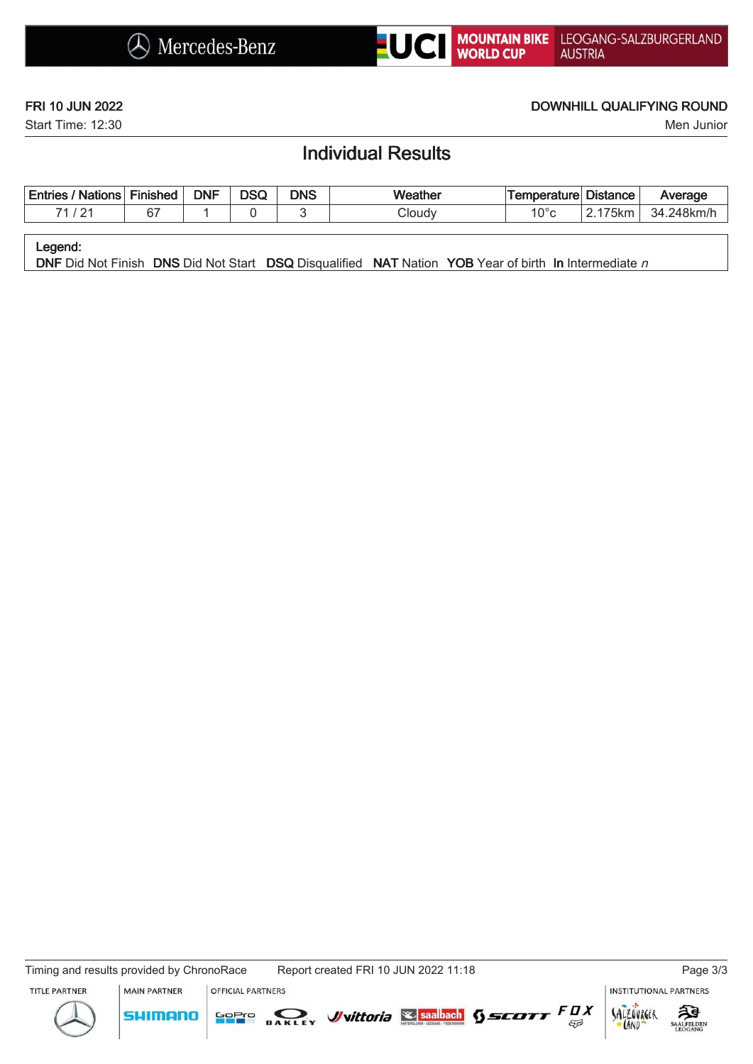FRI 10 JUN 2022

Start Time: 12:30

DOWNHILL QUALIFYING ROUND

Men Junior

# Individual Results

| Entries / Nations | Finished | DNF | DSQ | DNS | Weather | Temperature | Distance | Average |
|---|---|---|---|---|---|---|---|---|
| 71 / 21 | 67 | 1 | 0 | 3 | Cloudy | 10°c | 2.175km | 34.248km/h |

Legend:

**DNF** Did Not Finish **DNS** Did Not Start **DSQ** Disqualified **NAT** Nation **YOB** Year of birth **In** Intermediate *n*

Timing and results provided by ChronoRace    Report created FRI 10 JUN 2022 11:18